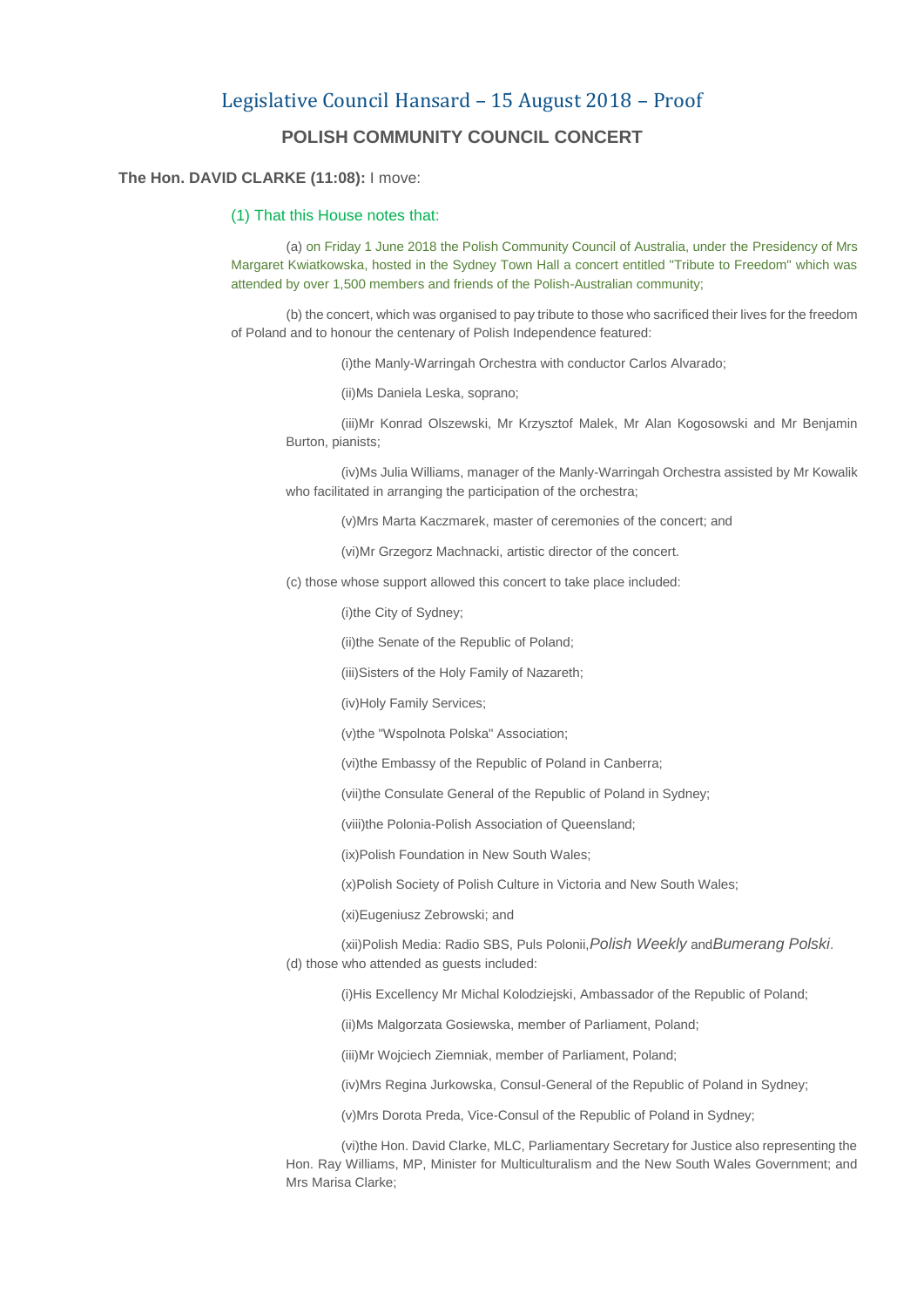# Legislative Council Hansard – 15 August 2018 – Proof

## POLISH COMMUNITY COUNCIL CONCERT

**The Hon. DAVID CLARKE (11:08):** I move:

(1) That this House notes that:

(a) on Friday 1 June 2018 the Polish Community Council of Australia, under the Presidency of Mrs Margaret Kwiatkowska, hosted in the Sydney Town Hall a concert entitled "Tribute to Freedom" which was attended by over 1,500 members and friends of the Polish-Australian community;

(b) the concert, which was organised to pay tribute to those who sacrificed their lives for the freedom of Poland and to honour the centenary of Polish Independence featured:

(i)the Manly-Warringah Orchestra with conductor Carlos Alvarado;

(ii)Ms Daniela Leska, soprano;

(iii)Mr Konrad Olszewski, Mr Krzysztof Malek, Mr Alan Kogosowski and Mr Benjamin Burton, pianists;

(iv)Ms Julia Williams, manager of the Manly-Warringah Orchestra assisted by Mr Kowalik who facilitated in arranging the participation of the orchestra;

(v)Mrs Marta Kaczmarek, master of ceremonies of the concert; and

(vi)Mr Grzegorz Machnacki, artistic director of the concert.

(c) those whose support allowed this concert to take place included:

(i)the City of Sydney;

(ii)the Senate of the Republic of Poland;

(iii)Sisters of the Holy Family of Nazareth;

(iv)Holy Family Services;

(v)the "Wspolnota Polska" Association;

(vi)the Embassy of the Republic of Poland in Canberra;

(vii)the Consulate General of the Republic of Poland in Sydney;

(viii)the Polonia-Polish Association of Queensland;

(ix)Polish Foundation in New South Wales;

(x)Polish Society of Polish Culture in Victoria and New South Wales;

(xi)Eugeniusz Zebrowski; and

(xii)Polish Media: Radio SBS, Puls Polonii,*Polish Weekly* and*Bumerang Polski*.

(d) those who attended as guests included:

(i)His Excellency Mr Michal Kolodziejski, Ambassador of the Republic of Poland;

(ii)Ms Malgorzata Gosiewska, member of Parliament, Poland;

(iii)Mr Wojciech Ziemniak, member of Parliament, Poland;

(iv)Mrs Regina Jurkowska, Consul-General of the Republic of Poland in Sydney;

(v)Mrs Dorota Preda, Vice-Consul of the Republic of Poland in Sydney;

(vi)the Hon. David Clarke, MLC, Parliamentary Secretary for Justice also representing the Hon. Ray Williams, MP, Minister for Multiculturalism and the New South Wales Government; and Mrs Marisa Clarke;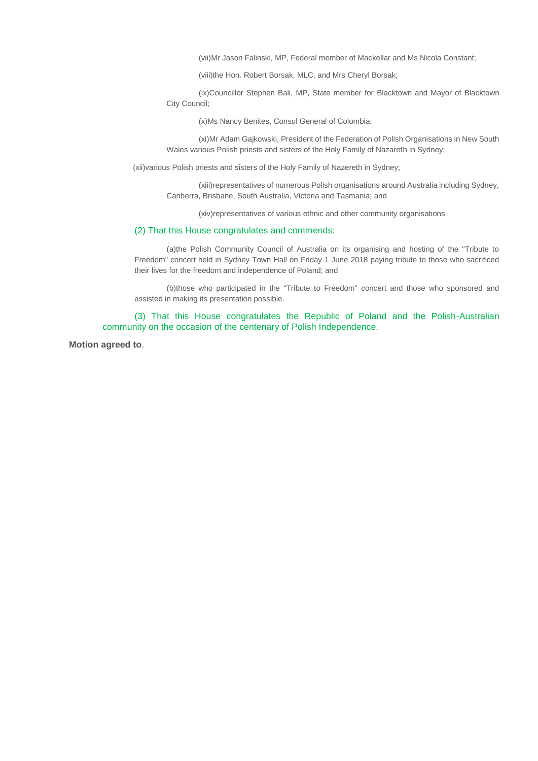(vii)Mr Jason Falinski, MP, Federal member of Mackellar and Ms Nicola Constant;

(viii)the Hon. Robert Borsak, MLC, and Mrs Cheryl Borsak;

(ix)Councillor Stephen Bali, MP, State member for Blacktown and Mayor of Blacktown City Council;

(x)Ms Nancy Benites, Consul General of Colombia;

(xi)Mr Adam Gajkowski, President of the Federation of Polish Organisations in New South Wales various Polish priests and sisters of the Holy Family of Nazareth in Sydney;

(xii)various Polish priests and sisters of the Holy Family of Nazereth in Sydney;

(xiii)representatives of numerous Polish organisations around Australia including Sydney, Canberra, Brisbane, South Australia, Victoria and Tasmania; and

(xiv)representatives of various ethnic and other community organisations.

(2) That this House congratulates and commends:

(a)the Polish Community Council of Australia on its organising and hosting of the "Tribute to Freedom" concert held in Sydney Town Hall on Friday 1 June 2018 paying tribute to those who sacrificed their lives for the freedom and independence of Poland; and

(b)those who participated in the "Tribute to Freedom" concert and those who sponsored and assisted in making its presentation possible.

(3) That this House congratulates the Republic of Poland and the Polish-Australian community on the occasion of the centenary of Polish Independence.

**Motion agreed to**.